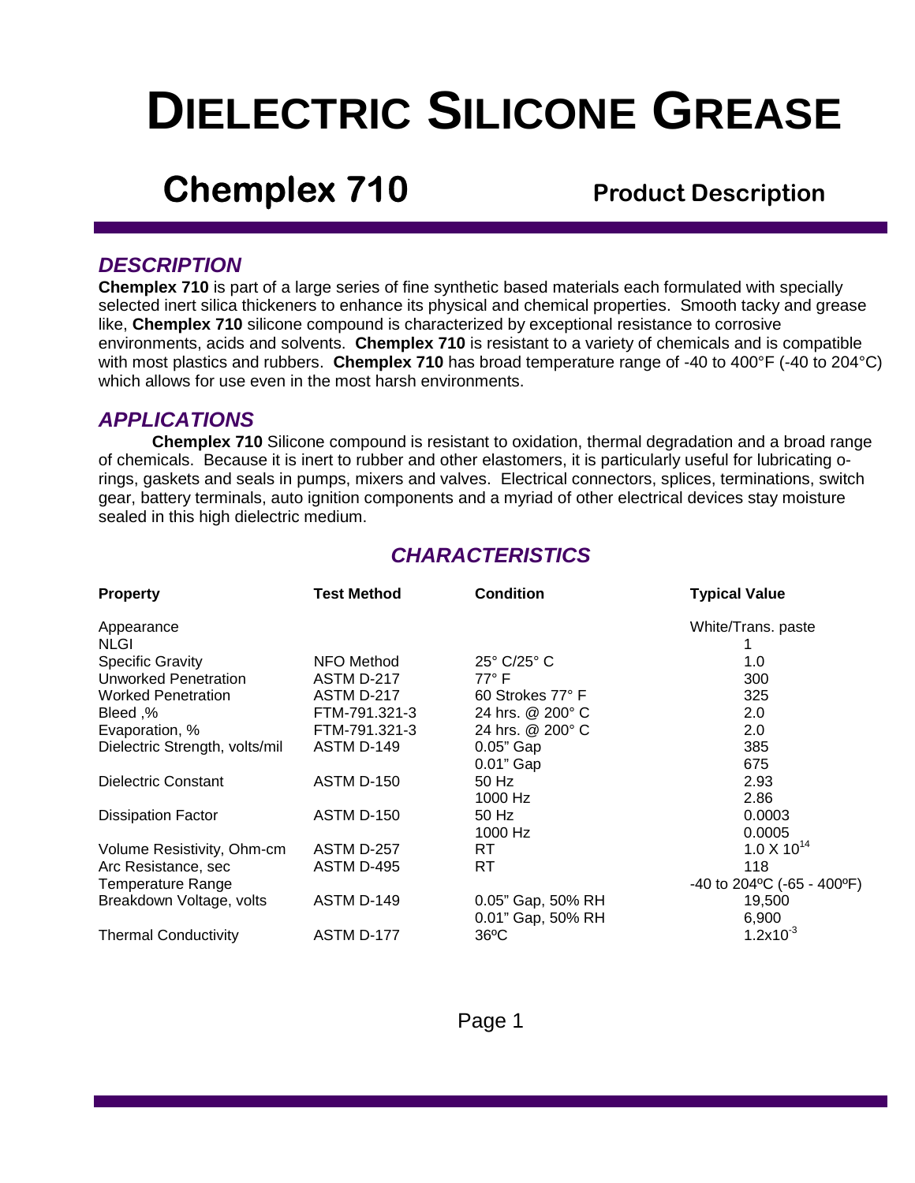# DIELECTRIC SILICONE GREASE

## Chemplex 710 Product Description

### *DESCRIPTION*

**Chemplex 710** is part of a large series of fine synthetic based materials each formulated with specially selected inert silica thickeners to enhance its physical and chemical properties. Smooth tacky and grease like, **Chemplex 710** silicone compound is characterized by exceptional resistance to corrosive environments, acids and solvents. **Chemplex 710** is resistant to a variety of chemicals and is compatible with most plastics and rubbers. **Chemplex 710** has broad temperature range of -40 to 400°F (-40 to 204°C) which allows for use even in the most harsh environments.

### *APPLICATIONS*

**Chemplex 710** Silicone compound is resistant to oxidation, thermal degradation and a broad range of chemicals. Because it is inert to rubber and other elastomers, it is particularly useful for lubricating o-rings, gaskets and seals in pumps, mixers and valves. Electrical connectors, splices, terminations, switch gear, battery terminals, auto ignition components and a myriad of other electrical devices stay moisture sealed in this high dielectric medium.

### *CHARACTERISTICS*

| Property | Test Method | Condition | Typical Value |
|---|---|---|---|
| Appearance | | | White/Trans. paste |
| NLGI | | | 1 |
| Specific Gravity | NFO Method | 25° C/25° C | 1.0 |
| Unworked Penetration | ASTM D-217 | 77° F | 300 |
| Worked Penetration | ASTM D-217 | 60 Strokes 77° F | 325 |
| Bleed ,% | FTM-791.321-3 | 24 hrs. @ 200° C | 2.0 |
| Evaporation, % | FTM-791.321-3 | 24 hrs. @ 200° C | 2.0 |
| Dielectric Strength, volts/mil | ASTM D-149 | 0.05" Gap | 385 |
| | | 0.01" Gap | 675 |
| Dielectric Constant | ASTM D-150 | 50 Hz | 2.93 |
| | | 1000 Hz | 2.86 |
| Dissipation Factor | ASTM D-150 | 50 Hz | 0.0003 |
| | | 1000 Hz | 0.0005 |
| Volume Resistivity, Ohm-cm | ASTM D-257 | RT | $1.0 \times 10^{14}$ |
| Arc Resistance, sec | ASTM D-495 | RT | 118 |
| Temperature Range | | | -40 to 204ºC (-65 - 400ºF) |
| Breakdown Voltage, volts | ASTM D-149 | 0.05" Gap, 50% RH | 19,500 |
| | | 0.01" Gap, 50% RH | 6,900 |
| Thermal Conductivity | ASTM D-177 | 36ºC | $1.2\times10^{-3}$ |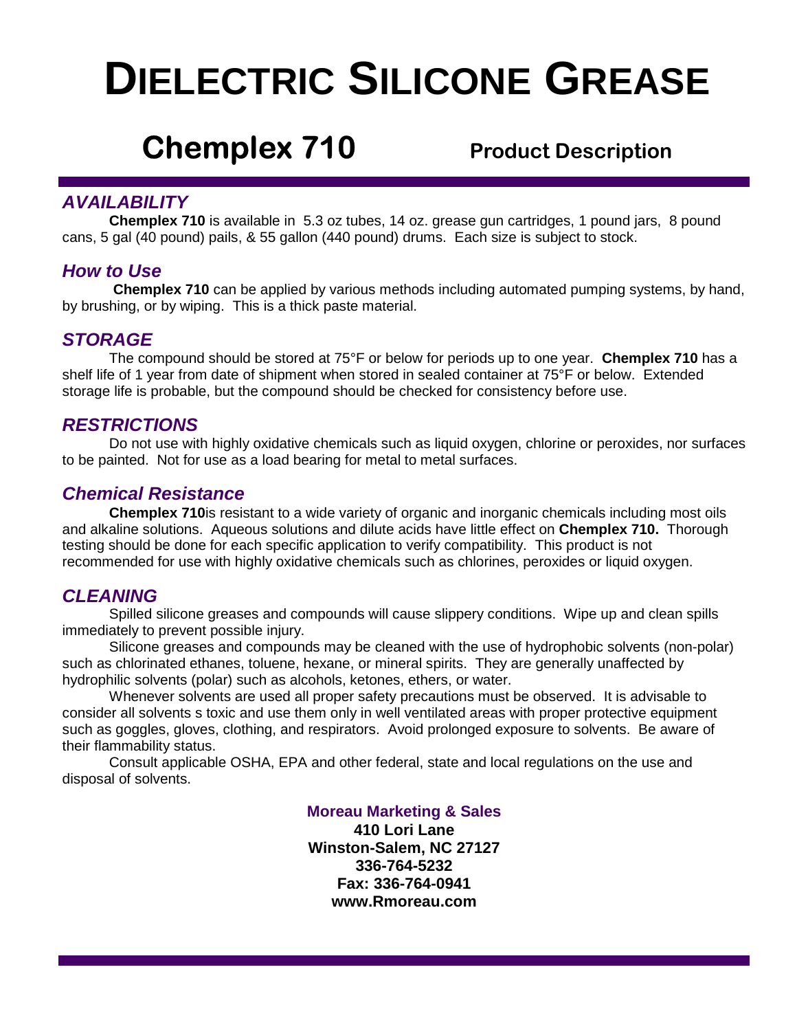# DIELECTRIC SILICONE GREASE

## Chemplex 710 Product Description

### *AVAILABILITY*

**Chemplex 710** is available in 5.3 oz tubes, 14 oz. grease gun cartridges, 1 pound jars, 8 pound cans, 5 gal (40 pound) pails, & 55 gallon (440 pound) drums. Each size is subject to stock.

### *How to Use*

**Chemplex 710** can be applied by various methods including automated pumping systems, by hand, by brushing, or by wiping. This is a thick paste material.

### *STORAGE*

The compound should be stored at 75°F or below for periods up to one year. **Chemplex 710** has a shelf life of 1 year from date of shipment when stored in sealed container at 75°F or below. Extended storage life is probable, but the compound should be checked for consistency before use.

### *RESTRICTIONS*

Do not use with highly oxidative chemicals such as liquid oxygen, chlorine or peroxides, nor surfaces to be painted. Not for use as a load bearing for metal to metal surfaces.

### *Chemical Resistance*

**Chemplex 710**is resistant to a wide variety of organic and inorganic chemicals including most oils and alkaline solutions. Aqueous solutions and dilute acids have little effect on **Chemplex 710.** Thorough testing should be done for each specific application to verify compatibility. This product is not recommended for use with highly oxidative chemicals such as chlorines, peroxides or liquid oxygen.

### *CLEANING*

Spilled silicone greases and compounds will cause slippery conditions. Wipe up and clean spills immediately to prevent possible injury.

Silicone greases and compounds may be cleaned with the use of hydrophobic solvents (non-polar) such as chlorinated ethanes, toluene, hexane, or mineral spirits. They are generally unaffected by hydrophilic solvents (polar) such as alcohols, ketones, ethers, or water.

Whenever solvents are used all proper safety precautions must be observed. It is advisable to consider all solvents s toxic and use them only in well ventilated areas with proper protective equipment such as goggles, gloves, clothing, and respirators. Avoid prolonged exposure to solvents. Be aware of their flammability status.

Consult applicable OSHA, EPA and other federal, state and local regulations on the use and disposal of solvents.

**Moreau Marketing & Sales**
**410 Lori Lane**
**Winston-Salem, NC 27127**
**336-764-5232**
**Fax: 336-764-0941**
**www.Rmoreau.com**